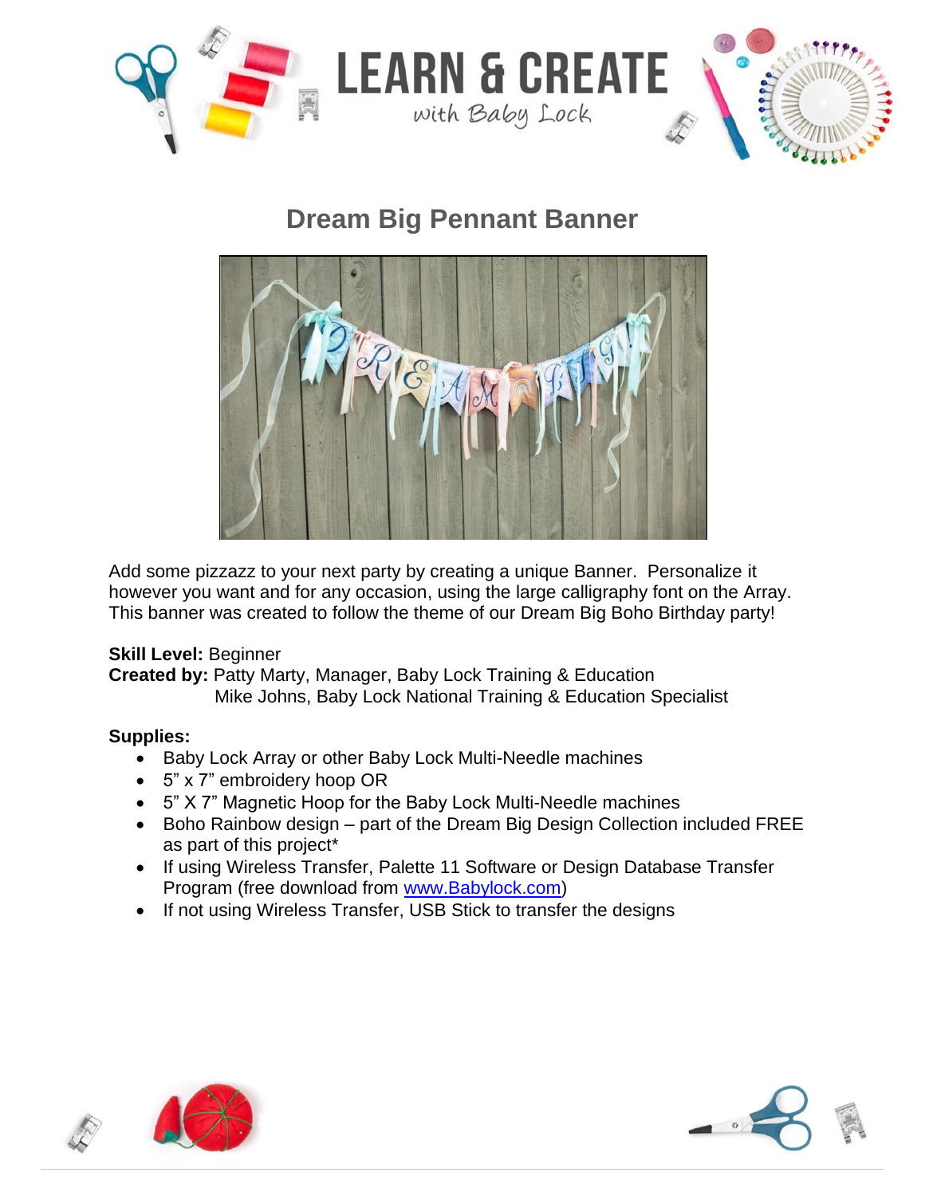# Dream Big Pennant Banner

Add some pizzazz to your next party by creating a unique Banner. Personalize it however you want and for any occasion, using the large calligraphy font on the Array. This banner was created to follow the theme of our Dream Big Boho Birthday party!

**Skill Level:** Beginner
**Created by:** Patty Marty, Manager, Baby Lock Training & Education
Mike Johns, Baby Lock National Training & Education Specialist

**Supplies:**

- Baby Lock Array or other Baby Lock Multi-Needle machines
- 5" x 7" embroidery hoop OR
- 5" X 7" Magnetic Hoop for the Baby Lock Multi-Needle machines
- Boho Rainbow design – part of the Dream Big Design Collection included FREE as part of this project*
- If using Wireless Transfer, Palette 11 Software or Design Database Transfer Program (free download from www.Babylock.com)
- If not using Wireless Transfer, USB Stick to transfer the designs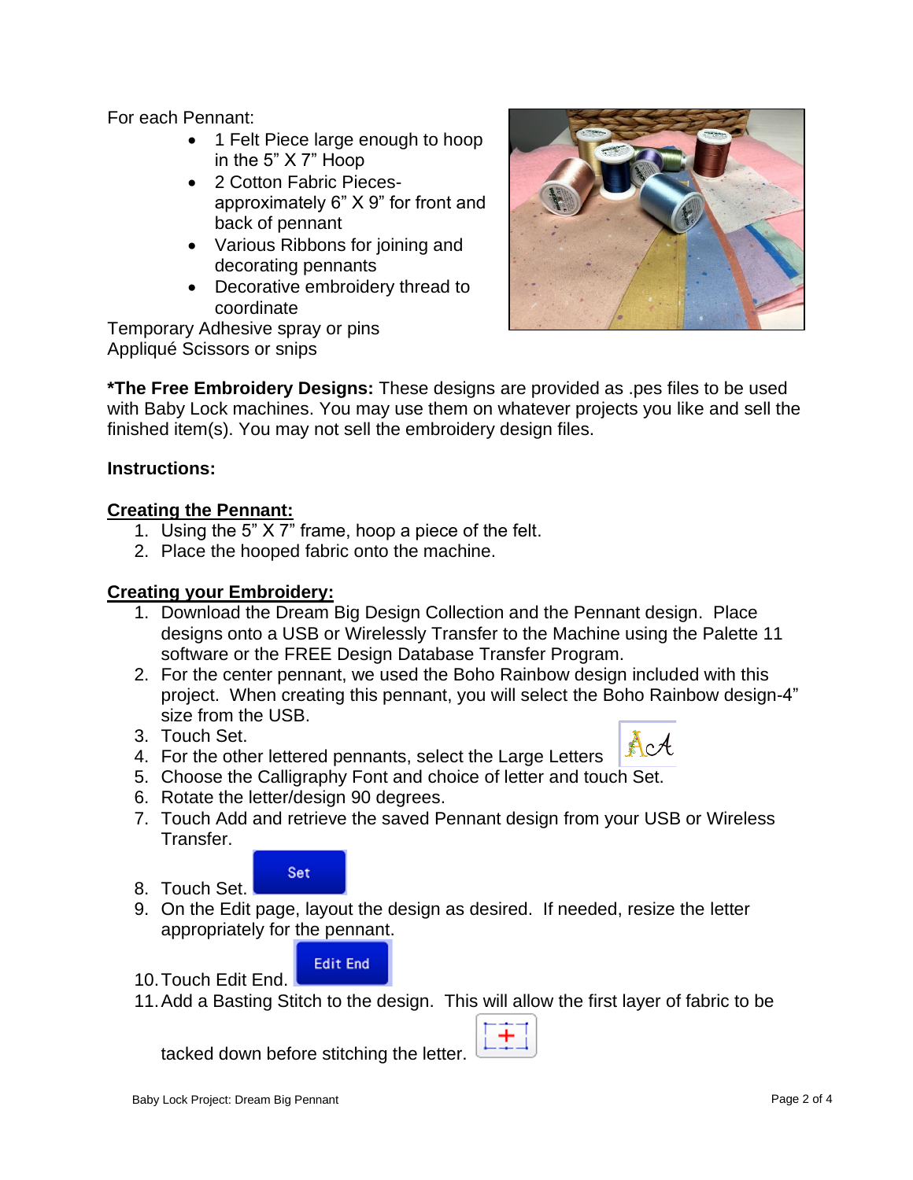For each Pennant:

- 1 Felt Piece large enough to hoop in the 5” X 7” Hoop
- 2 Cotton Fabric Pieces- approximately 6” X 9” for front and back of pennant
- Various Ribbons for joining and decorating pennants
- Decorative embroidery thread to coordinate

Temporary Adhesive spray or pins
Appliqué Scissors or snips

**\*The Free Embroidery Designs:** These designs are provided as .pes files to be used with Baby Lock machines. You may use them on whatever projects you like and sell the finished item(s). You may not sell the embroidery design files.

**Instructions:**

**Creating the Pennant:**

1. Using the 5” X 7” frame, hoop a piece of the felt.
2. Place the hooped fabric onto the machine.

**Creating your Embroidery:**

1. Download the Dream Big Design Collection and the Pennant design. Place designs onto a USB or Wirelessly Transfer to the Machine using the Palette 11 software or the FREE Design Database Transfer Program.
2. For the center pennant, we used the Boho Rainbow design included with this project. When creating this pennant, you will select the Boho Rainbow design-4” size from the USB.
3. Touch Set.
4. For the other lettered pennants, select the Large Letters
5. Choose the Calligraphy Font and choice of letter and touch Set.
6. Rotate the letter/design 90 degrees.
7. Touch Add and retrieve the saved Pennant design from your USB or Wireless Transfer.
8. Touch Set.
9. On the Edit page, layout the design as desired. If needed, resize the letter appropriately for the pennant.
10. Touch Edit End.
11. Add a Basting Stitch to the design. This will allow the first layer of fabric to be tacked down before stitching the letter.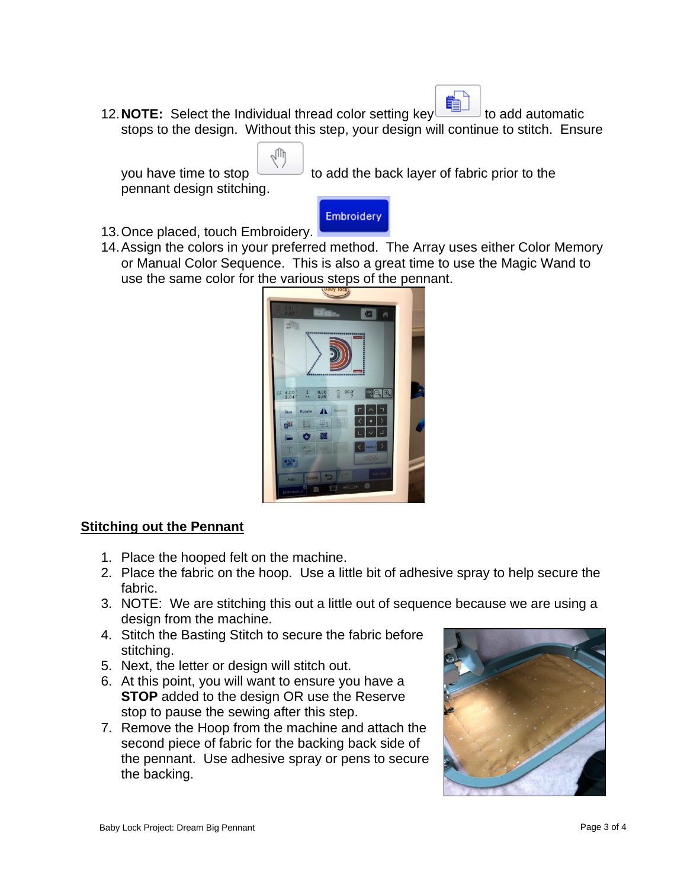12. **NOTE:** Select the Individual thread color setting key to add automatic stops to the design. Without this step, your design will continue to stitch. Ensure you have time to stop to add the back layer of fabric prior to the pennant design stitching.
13. Once placed, touch Embroidery.
14. Assign the colors in your preferred method. The Array uses either Color Memory or Manual Color Sequence. This is also a great time to use the Magic Wand to use the same color for the various steps of the pennant.

## Stitching out the Pennant

1. Place the hooped felt on the machine.
2. Place the fabric on the hoop. Use a little bit of adhesive spray to help secure the fabric.
3. NOTE: We are stitching this out a little out of sequence because we are using a design from the machine.
4. Stitch the Basting Stitch to secure the fabric before stitching.
5. Next, the letter or design will stitch out.
6. At this point, you will want to ensure you have a **STOP** added to the design OR use the Reserve stop to pause the sewing after this step.
7. Remove the Hoop from the machine and attach the second piece of fabric for the backing back side of the pennant. Use adhesive spray or pens to secure the backing.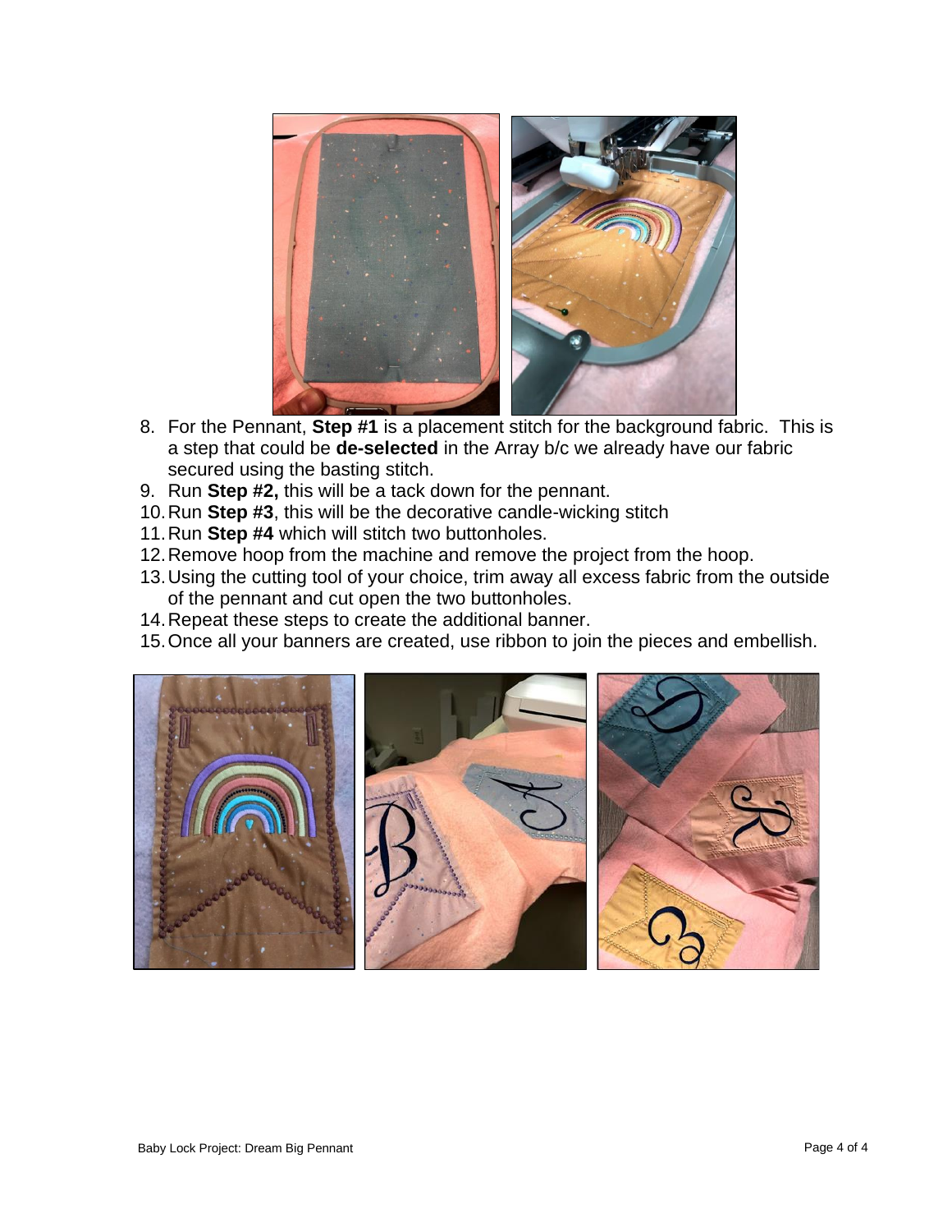8. For the Pennant, **Step #1** is a placement stitch for the background fabric. This is a step that could be **de-selected** in the Array b/c we already have our fabric secured using the basting stitch.
9. Run **Step #2,** this will be a tack down for the pennant.
10. Run **Step #3**, this will be the decorative candle-wicking stitch
11. Run **Step #4** which will stitch two buttonholes.
12. Remove hoop from the machine and remove the project from the hoop.
13. Using the cutting tool of your choice, trim away all excess fabric from the outside of the pennant and cut open the two buttonholes.
14. Repeat these steps to create the additional banner.
15. Once all your banners are created, use ribbon to join the pieces and embellish.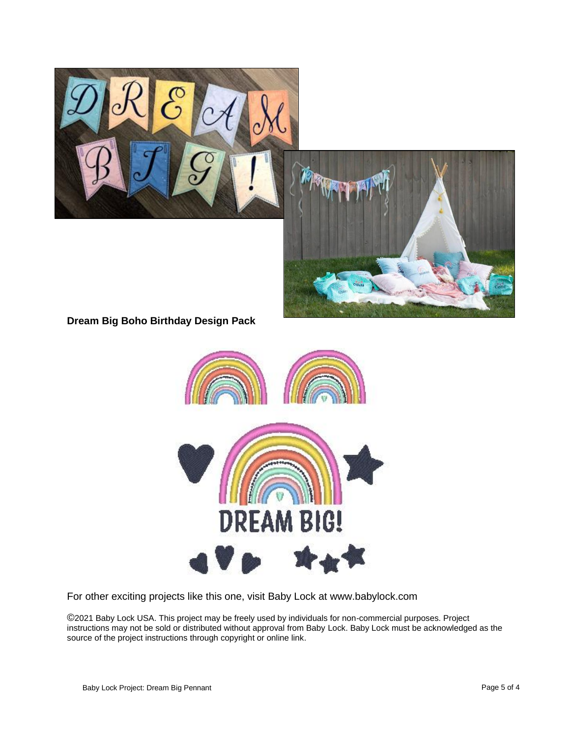**Dream Big Boho Birthday Design Pack**

For other exciting projects like this one, visit Baby Lock at www.babylock.com

©2021 Baby Lock USA. This project may be freely used by individuals for non-commercial purposes. Project instructions may not be sold or distributed without approval from Baby Lock. Baby Lock must be acknowledged as the source of the project instructions through copyright or online link.